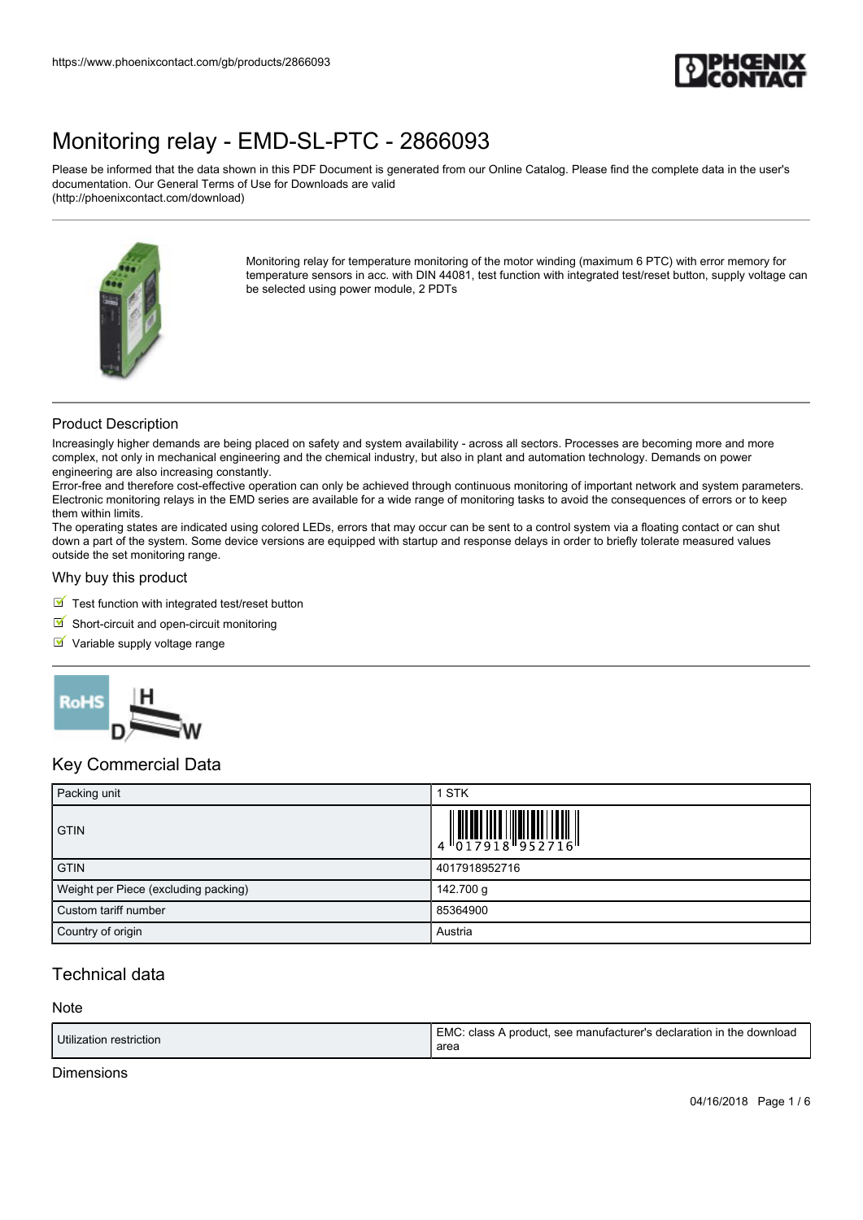# Monitoring relay - EMD-SL-PTC - 2866093

Please be informed that the data shown in this PDF Document is generated from our Online Catalog. Please find the complete data in the user's documentation. Our General Terms of Use for Downloads are valid (http://phoenixcontact.com/download)

Monitoring relay for temperature monitoring of the motor winding (maximum 6 PTC) with error memory for temperature sensors in acc. with DIN 44081, test function with integrated test/reset button, supply voltage can be selected using power module, 2 PDTs

## Product Description

Increasingly higher demands are being placed on safety and system availability - across all sectors. Processes are becoming more and more complex, not only in mechanical engineering and the chemical industry, but also in plant and automation technology. Demands on power engineering are also increasing constantly.

Error-free and therefore cost-effective operation can only be achieved through continuous monitoring of important network and system parameters. Electronic monitoring relays in the EMD series are available for a wide range of monitoring tasks to avoid the consequences of errors or to keep them within limits.

The operating states are indicated using colored LEDs, errors that may occur can be sent to a control system via a floating contact or can shut down a part of the system. Some device versions are equipped with startup and response delays in order to briefly tolerate measured values outside the set monitoring range.

### Why buy this product

- Test function with integrated test/reset button
- Short-circuit and open-circuit monitoring
- Variable supply voltage range

## Key Commercial Data

| Packing unit | 1 STK |
|---|---|
| GTIN | 4 017918 952716 |
| GTIN | 4017918952716 |
| Weight per Piece (excluding packing) | 142.700 g |
| Custom tariff number | 85364900 |
| Country of origin | Austria |

## Technical data

### Note

| Utilization restriction | EMC: class A product, see manufacturer's declaration in the download area |
|---|---|

### Dimensions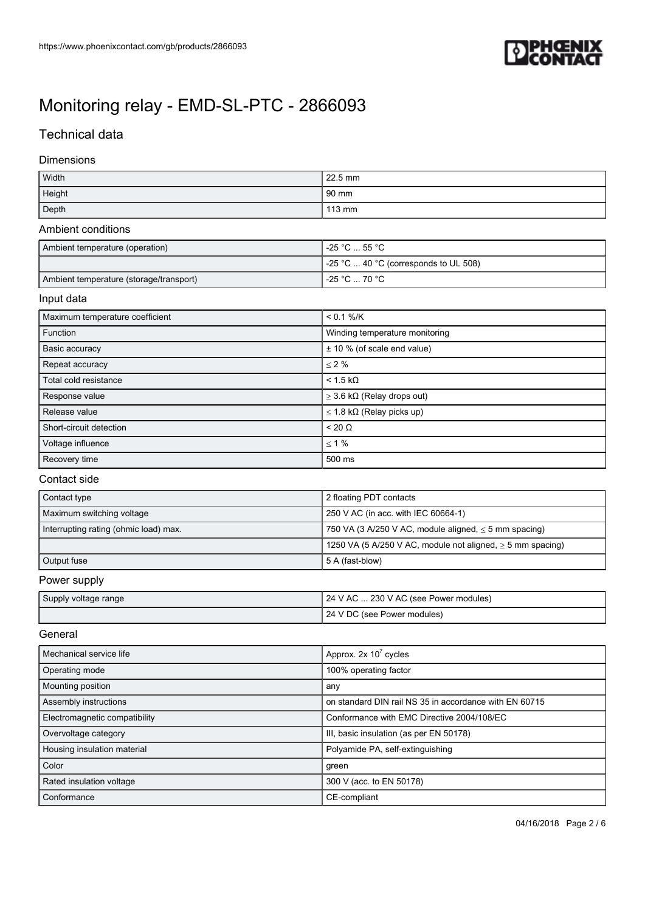# Monitoring relay - EMD-SL-PTC - 2866093

## Technical data

### Dimensions

| | |
|---|---|
| Width | 22.5 mm |
| Height | 90 mm |
| Depth | 113 mm |

### Ambient conditions

| | |
|---|---|
| Ambient temperature (operation) | -25 °C ... 55 °C |
| | -25 °C ... 40 °C (corresponds to UL 508) |
| Ambient temperature (storage/transport) | -25 °C ... 70 °C |

### Input data

| | |
|---|---|
| Maximum temperature coefficient | < 0.1 %/K |
| Function | Winding temperature monitoring |
| Basic accuracy | ± 10 % (of scale end value) |
| Repeat accuracy | ≤ 2 % |
| Total cold resistance | < 1.5 kΩ |
| Response value | ≥ 3.6 kΩ (Relay drops out) |
| Release value | ≤ 1.8 kΩ (Relay picks up) |
| Short-circuit detection | < 20 Ω |
| Voltage influence | ≤ 1 % |
| Recovery time | 500 ms |

### Contact side

| | |
|---|---|
| Contact type | 2 floating PDT contacts |
| Maximum switching voltage | 250 V AC (in acc. with IEC 60664-1) |
| Interrupting rating (ohmic load) max. | 750 VA (3 A/250 V AC, module aligned, ≤ 5 mm spacing) |
| | 1250 VA (5 A/250 V AC, module not aligned, ≥ 5 mm spacing) |
| Output fuse | 5 A (fast-blow) |

### Power supply

| | |
|---|---|
| Supply voltage range | 24 V AC ... 230 V AC (see Power modules) |
| | 24 V DC (see Power modules) |

### General

| | |
|---|---|
| Mechanical service life | Approx. 2x $10^7$ cycles |
| Operating mode | 100% operating factor |
| Mounting position | any |
| Assembly instructions | on standard DIN rail NS 35 in accordance with EN 60715 |
| Electromagnetic compatibility | Conformance with EMC Directive 2004/108/EC |
| Overvoltage category | III, basic insulation (as per EN 50178) |
| Housing insulation material | Polyamide PA, self-extinguishing |
| Color | green |
| Rated insulation voltage | 300 V (acc. to EN 50178) |
| Conformance | CE-compliant |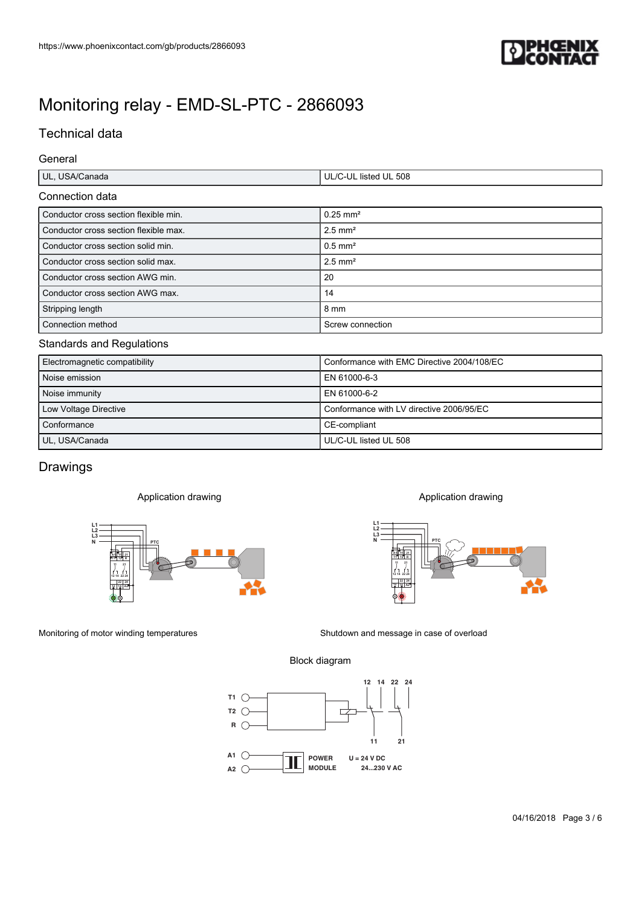https://www.phoenixcontact.com/gb/products/2866093

# Monitoring relay - EMD-SL-PTC - 2866093

## Technical data

### General

| | |
|---|---|
| UL, USA/Canada | UL/C-UL listed UL 508 |

### Connection data

| | |
|---|---|
| Conductor cross section flexible min. | 0.25 mm² |
| Conductor cross section flexible max. | 2.5 mm² |
| Conductor cross section solid min. | 0.5 mm² |
| Conductor cross section solid max. | 2.5 mm² |
| Conductor cross section AWG min. | 20 |
| Conductor cross section AWG max. | 14 |
| Stripping length | 8 mm |
| Connection method | Screw connection |

### Standards and Regulations

| | |
|---|---|
| Electromagnetic compatibility | Conformance with EMC Directive 2004/108/EC |
| Noise emission | EN 61000-6-3 |
| Noise immunity | EN 61000-6-2 |
| Low Voltage Directive | Conformance with LV directive 2006/95/EC |
| Conformance | CE-compliant |
| UL, USA/Canada | UL/C-UL listed UL 508 |

## Drawings

Application drawing

Monitoring of motor winding temperatures

Application drawing

Shutdown and message in case of overload

Block diagram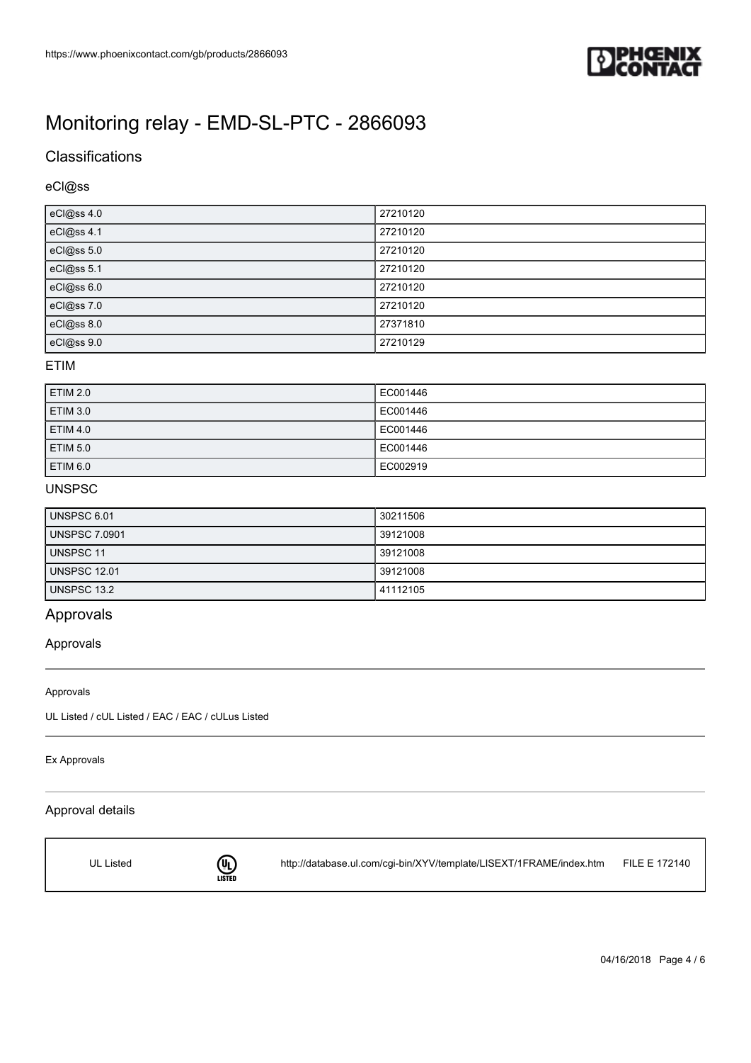# Monitoring relay - EMD-SL-PTC - 2866093

## Classifications

### eCl@ss

| | |
|---|---|
| eCl@ss 4.0 | 27210120 |
| eCl@ss 4.1 | 27210120 |
| eCl@ss 5.0 | 27210120 |
| eCl@ss 5.1 | 27210120 |
| eCl@ss 6.0 | 27210120 |
| eCl@ss 7.0 | 27210120 |
| eCl@ss 8.0 | 27371810 |
| eCl@ss 9.0 | 27210129 |

### ETIM

| | |
|---|---|
| ETIM 2.0 | EC001446 |
| ETIM 3.0 | EC001446 |
| ETIM 4.0 | EC001446 |
| ETIM 5.0 | EC001446 |
| ETIM 6.0 | EC002919 |

### UNSPSC

| | |
|---|---|
| UNSPSC 6.01 | 30211506 |
| UNSPSC 7.0901 | 39121008 |
| UNSPSC 11 | 39121008 |
| UNSPSC 12.01 | 39121008 |
| UNSPSC 13.2 | 41112105 |

## Approvals

### Approvals

Approvals

UL Listed / cUL Listed / EAC / EAC / cULus Listed

Ex Approvals

### Approval details

| | | | |
|---|---|---|---|
| UL Listed | | http://database.ul.com/cgi-bin/XYV/template/LISEXT/1FRAME/index.htm | FILE E 172140 |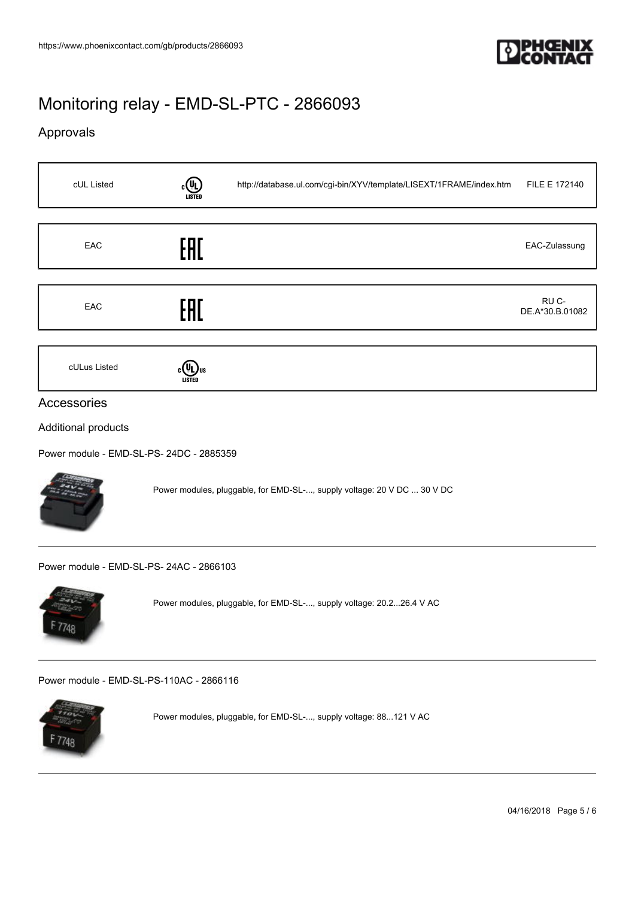# Monitoring relay - EMD-SL-PTC - 2866093

## Approvals

| | | | |
|---|---|---|---|
| cUL Listed | | http://database.ul.com/cgi-bin/XYV/template/LISEXT/1FRAME/index.htm | FILE E 172140 |
| EAC | | | EAC-Zulassung |
| EAC | | | RU C-DE.A*30.B.01082 |
| cULus Listed | | | |

## Accessories

### Additional products

Power module - EMD-SL-PS- 24DC - 2885359

Power modules, pluggable, for EMD-SL-..., supply voltage: 20 V DC ... 30 V DC

---

Power module - EMD-SL-PS- 24AC - 2866103

Power modules, pluggable, for EMD-SL-..., supply voltage: 20.2...26.4 V AC

---

Power module - EMD-SL-PS-110AC - 2866116

Power modules, pluggable, for EMD-SL-..., supply voltage: 88...121 V AC

---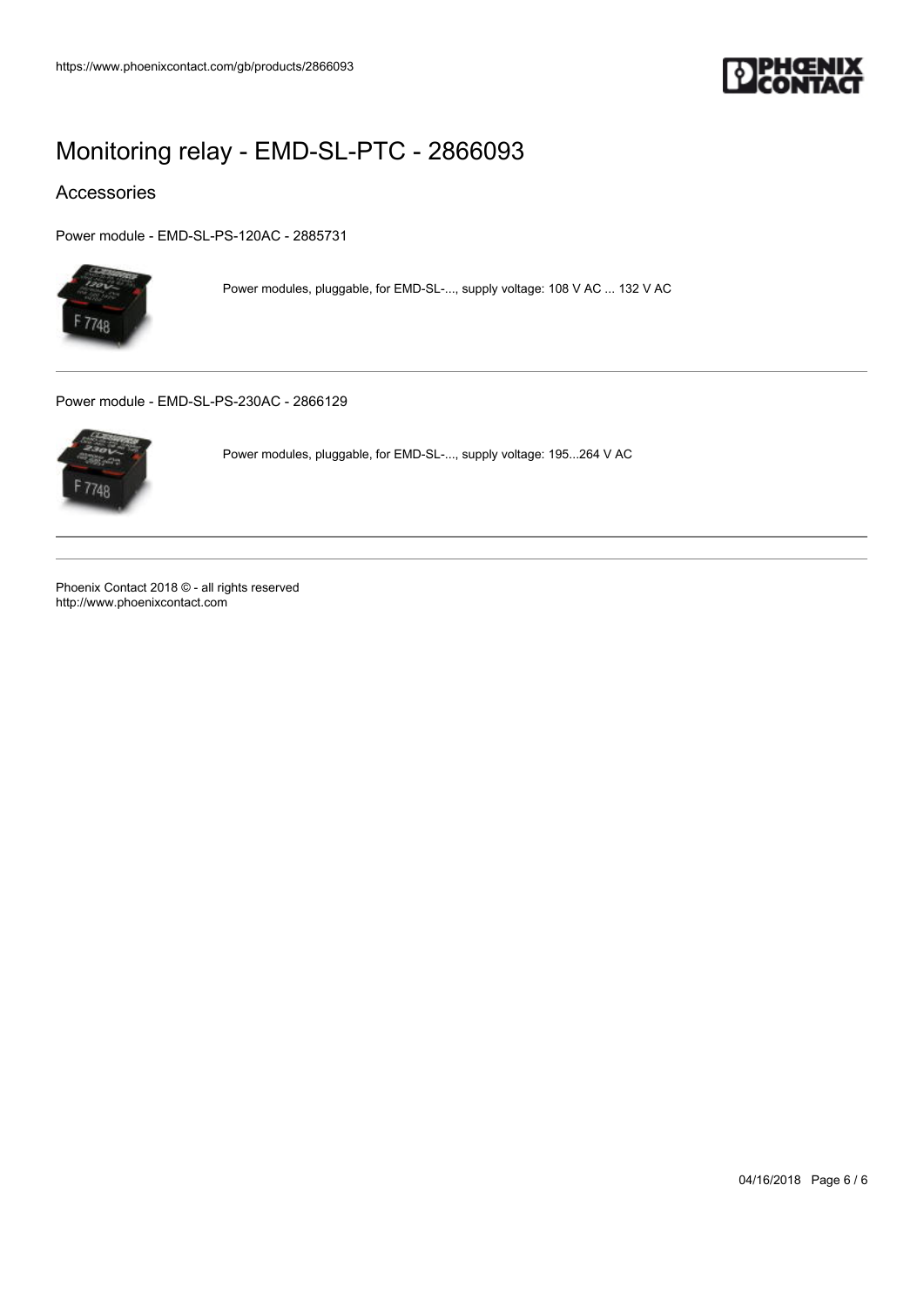# Monitoring relay - EMD-SL-PTC - 2866093

## Accessories

Power module - EMD-SL-PS-120AC - 2885731

Power modules, pluggable, for EMD-SL-..., supply voltage: 108 V AC ... 132 V AC

---

Power module - EMD-SL-PS-230AC - 2866129

Power modules, pluggable, for EMD-SL-..., supply voltage: 195...264 V AC

---

Phoenix Contact 2018 © - all rights reserved
http://www.phoenixcontact.com